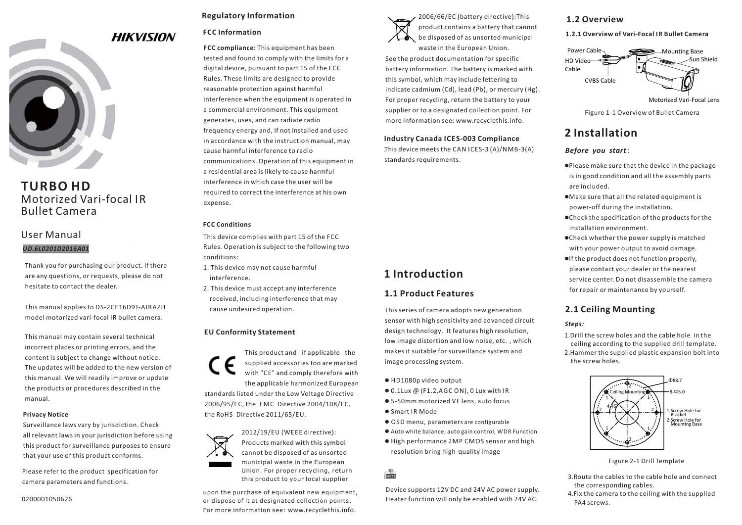HIKVISION

# TURBO HD

Motorized Vari-focal IR Bullet Camera

User Manual

*UD.6L0201D2016A01*

Thank you for purchasing our product. If there are any questions, or requests, please do not hesitate to contact the dealer.

This manual applies to DS-2CE16D9T-AIRAZH model motorized vari-focal IR bullet camera.

This manual may contain several technical incorrect places or printing errors, and the content is subject to change without notice. The updates will be added to the new version of this manual. We will readily improve or update the products or procedures described in the manual.

**Privacy Notice**

Surveillance laws vary by jurisdiction. Check all relevant laws in your jurisdiction before using this product for surveillance purposes to ensure that your use of this product conforms.

Please refer to the product specification for camera parameters and functions.

0200001050626

## Regulatory Information

### FCC Information

**FCC compliance:** This equipment has been tested and found to comply with the limits for a digital device, pursuant to part 15 of the FCC Rules. These limits are designed to provide reasonable protection against harmful interference when the equipment is operated in a commercial environment. This equipment generates, uses, and can radiate radio frequency energy and, if not installed and used in accordance with the instruction manual, may cause harmful interference to radio communications. Operation of this equipment in a residential area is likely to cause harmful interference in which case the user will be required to correct the interference at his own expense.

### FCC Conditions

This device complies with part 15 of the FCC Rules. Operation is subject to the following two conditions:

1. This device may not cause harmful interference.
2. This device must accept any interference received, including interference that may cause undesired operation.

### EU Conformity Statement

This product and - if applicable - the supplied accessories too are marked with "CE" and comply therefore with the applicable harmonized European standards listed under the Low Voltage Directive 2006/95/EC, the EMC Directive 2004/108/EC, the RoHS Directive 2011/65/EU.

2012/19/EU (WEEE directive): Products marked with this symbol cannot be disposed of as unsorted municipal waste in the European Union. For proper recycling, return this product to your local supplier upon the purchase of equivalent new equipment, or dispose of it at designated collection points. For more information see: www.recyclethis.info.

2006/66/EC (battery directive):This product contains a battery that cannot be disposed of as unsorted municipal waste in the European Union. See the product documentation for specific battery information. The battery is marked with this symbol, which may include lettering to indicate cadmium (Cd), lead (Pb), or mercury (Hg). For proper recycling, return the battery to your supplier or to a designated collection point. For more information see: www.recyclethis.info.

### Industry Canada ICES-003 Compliance

This device meets the CAN ICES-3 (A)/NMB-3(A) standards requirements.

# 1 Introduction

## 1.1 Product Features

This series of camera adopts new generation sensor with high sensitivity and advanced circuit design technology. It features high resolution, low image distortion and low noise, etc. , which makes it suitable for surveillance system and image processing system.

- HD1080p video output
- 0.1Lux @ (F1.2,AGC ON), 0 Lux with IR
- 5-50mm motorized VF lens, auto focus
- Smart IR Mode
- OSD menu, parameters are configurable
- Auto white balance, auto gain control, WDR Function
- High performance 2MP CMOS sensor and high resolution bring high-quality image

NOTE

Device supports 12V DC and 24V AC power supply. Heater function will only be enabled with 24V AC.

## 1.2 Overview

### 1.2.1 Overview of Vari-Focal IR Bullet Camera

Power Cable, HD Video Cable, CVBS Cable, Mounting Base, Sun Shield, Motorized Vari-Focal Lens

Figure 1-1 Overview of Bullet Camera

# 2 Installation

***Before you start***:

- Please make sure that the device in the package is in good condition and all the assembly parts are included.
- Make sure that all the related equipment is power-off during the installation.
- Check the specification of the products for the installation environment.
- Check whether the power supply is matched with your power output to avoid damage.
- If the product does not function properly, please contact your dealer or the nearest service center. Do not disassemble the camera for repair or maintenance by yourself.

## 2.1 Ceiling Mounting

***Steps:***

1. Drill the screw holes and the cable hole in the ceiling according to the supplied drill template.
2. Hammer the supplied plastic expansion bolt into the screw holes.

Ceiling Mounting; Φ88.7; 8-Φ5.0; 4-45°; 1:Screw Hole for Bracket; 2:Screw Hole for Mounting Base

Figure 2-1 Drill Template

3. Route the cables to the cable hole and connect the corresponding cables.
4. Fix the camera to the ceiling with the supplied PA4 screws.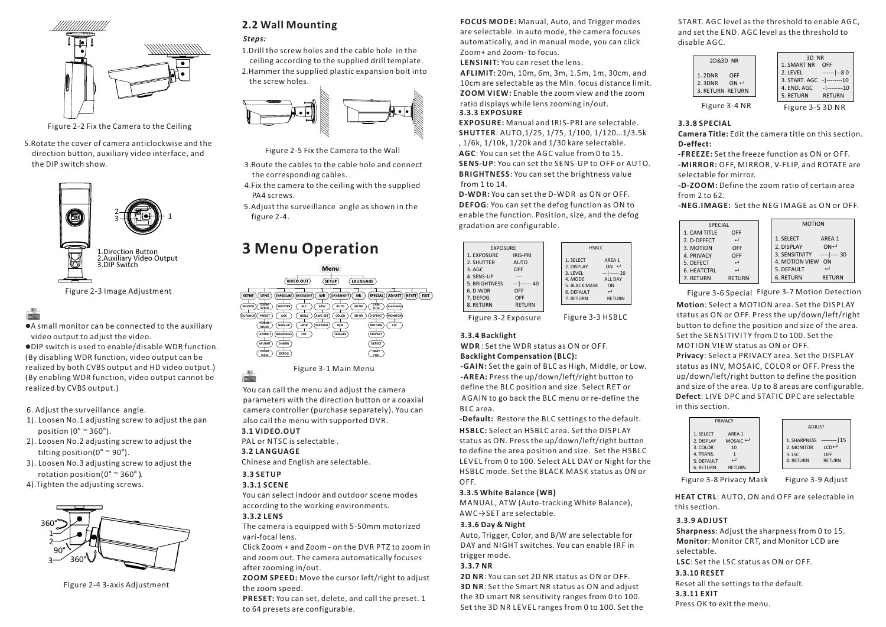Figure 2-2 Fix the Camera to the Ceiling

5.Rotate the cover of camera anticlockwise and the direction button, auxiliary video interface, and the DIP switch show.

1.Direction Button
2.Auxiliary Video Output
3.DIP Switch

Figure 2-3 Image Adjustment

NOTE

- A small monitor can be connected to the auxiliary video output to adjust the video.
- DIP switch is used to enable/disable WDR function. (By disabling WDR function, video output can be realized by both CVBS output and HD video output.) (By enabling WDR function, video output cannot be realized by CVBS output.)

6. Adjust the surveillance angle.

1). Loosen No.1 adjusting screw to adjust the pan position (0° ~ 360°).

2). Loosen No.2 adjusting screw to adjust the tilting position(0° ~ 90°).

3). Loosen No.3 adjusting screw to adjust the rotation position(0° ~ 360°).

4).Tighten the adjusting screws.

Figure 2-4 3-axis Adjustment

## 2.2 Wall Mounting

*Steps:*

1.Drill the screw holes and the cable hole in the ceiling according to the supplied drill template.

2.Hammer the supplied plastic expansion bolt into the screw holes.

Figure 2-5 Fix the Camera to the Wall

3.Route the cables to the cable hole and connect the corresponding cables.

4.Fix the camera to the ceiling with the supplied PA4 screws.

5.Adjust the surveillance angle as shown in the figure 2-4.

# 3 Menu Operation

Menu
VIDEO OUT, SETUP, LANGUAGE
SCENE, LENS, EXPOSURE, BACKLIGHT, WB, DAY&NIGHT, NR, SPECIAL, ADJUST, RESET, EXIT
INDOOR, OUTDOOR
ZOOM SPEED, PRESET, FOCUS MODE, LENSINIT, AFLIMIT, ZOOM VIEW
SHUTTER, AGC, SENS-UP, BRIGHTNESS, D-WDR, DEFOG
BLC, HSBLC, WDR, OFF
ATW, AWC-SET, MANUAL
AUTO, COLOR, B/W, TRIGGER
2D NR, 3D NR
CAM TITLE, D-EFFECT, MOTION, PRIVACY, DEFECT, HEAT CTRL
SHARPNESS, MONITOR, LSC

Figure 3-1 Main Menu

NOTE

You can call the menu and adjust the camera parameters with the direction button or a coaxial camera controller (purchase separately). You can also call the menu with supported DVR.

### 3.1 VIDEO.OUT

PAL or NTSC is selectable .

### 3.2 LANGUAGE

Chinese and English are selectable.

### 3.3 SETUP

#### 3.3.1 SCENE

You can select indoor and outdoor scene modes according to the working environments.

#### 3.3.2 LENS

The camera is equipped with 5-50mm motorized vari-focal lens.

Click Zoom + and Zoom - on the DVR PTZ to zoom in and zoom out. The camera automatically focuses after zooming in/out.

**ZOOM SPEED:** Move the cursor left/right to adjust the zoom speed.

**PRESET:** You can set, delete, and call the preset. 1 to 64 presets are configurable.

**FOCUS MODE:** Manual, Auto, and Trigger modes are selectable. In auto mode, the camera focuses automatically, and in manual mode, you can click Zoom+ and Zoom- to focus.

**LENSINIT:** You can reset the lens.

**AFLIMIT:** 20m, 10m, 6m, 3m, 1.5m, 1m, 30cm, and 10cm are selectable as the Min. focus distance limit.

**ZOOM VIEW:** Enable the zoom view and the zoom ratio displays while lens zooming in/out.

#### 3.3.3 EXPOSURE

**EXPOSURE:** Manual and IRIS-PRI are selectable.

**SHUTTER**: AUTO,1/25, 1/75, 1/100, 1/120…1/3.5k , 1/6k, 1/10k, 1/20k and 1/30 kare selectable.

**AGC**: You can set the AGC value from 0 to 15.

**SENS-UP**: You can set the SENS-UP to OFF or AUTO.

**BRIGHTNESS**: You can set the brightness value from 1 to 14.

**D-WDR:** You can set the D-WDR as ON or OFF.

**DEFOG**: You can set the defog function as ON to enable the function. Position, size, and the defog gradation are configurable.

| EXPOSURE | |
|---|---|
| 1. EXPOSURE | IRIS-PRI |
| 2. SHUTTER | AUTO |
| 3. AGC | OFF |
| 4. SENS-UP | --- |
| 5. BRIGHTNESS | ---\|------ 40 |
| 6. D-WDR | OFF |
| 7. DEFOG | OFF |
| 8. RETURN | RETURN |

Figure 3-2 Exposure

| HSBLC | |
|---|---|
| 1. SELECT | AREA 1 |
| 2. DISPLAY | ON ↵ |
| 3. LEVEL | ---\|----- 20 |
| 4. MODE | ALL DAY |
| 5. BLACK MASK | ON |
| 6. DEFAULT | ↵ |
| 7. RETURN | RETURN |

Figure 3-3 HSBLC

#### 3.3.4 Backlight

**WDR**: Set the WDR status as ON or OFF.

**Backlight Compensation (BLC):**

**-GAIN:** Set the gain of BLC as High, Middle, or Low.

**-AREA:** Press the up/down/left/right button to define the BLC position and size. Select RET or AGAIN to go back the BLC menu or re-define the BLC area.

**-Default:** Restore the BLC settings to the default.

**HSBLC:** Select an HSBLC area. Set the DISPLAY status as ON. Press the up/down/left/right button to define the area position and size. Set the HSBLC LEVEL from 0 to 100. Select ALL DAY or Night for the HSBLC mode. Set the BLACK MASK status as ON or OFF.

#### 3.3.5 White Balance (WB)

MANUAL, ATW (Auto-tracking White Balance), AWC→SET are selectable.

#### 3.3.6 Day & Night

Auto, Trigger, Color, and B/W are selectable for DAY and NIGHT switches. You can enable IRF in trigger mode.

#### 3.3.7 NR

**2D NR**: You can set 2D NR status as ON or OFF.

**3D NR**: Set the Smart NR status as ON and adjust the 3D smart NR sensitivity ranges from 0 to 100. Set the 3D NR LEVEL ranges from 0 to 100. Set the START. AGC level as the threshold to enable AGC, and set the END. AGC level as the threshold to disable AGC.

| 2D&3D NR | |
|---|---|
| 1. 2DNR | OFF |
| 2. 3DNR | ON ↵ |
| 3. RETURN | RETURN |

Figure 3-4 NR

| 3D NR | |
|---|---|
| 1. SMART NR | OFF |
| 2. LEVEL | ------\|--8 0 |
| 3. START. AGC | -\|--------10 |
| 4. END. AGC | -\|--------10 |
| 5. RETURN | RETURN |

Figure 3-5 3D NR

#### 3.3.8 SPECIAL

**Camera Title:** Edit the camera title on this section.

**D-effect:**

**-FREEZE:** Set the freeze function as ON or OFF.

**-MIRROR:** OFF, MIRROR, V-FLIP, and ROTATE are selectable for mirror.

**-D-ZOOM:** Define the zoom ratio of certain area from 2 to 62.

**-NEG.IMAGE:** Set the NEG IMAGE as ON or OFF.

| SPECIAL | |
|---|---|
| 1. CAM TITLE | OFF |
| 2. D-DFFECT | ↵ |
| 3. MOTION | OFF |
| 4. PRIVACY | OFF |
| 5. DEFECT | ↵ |
| 6. HEATCTRL | ↵ |
| 7. RETURN | RETURN |

Figure 3-6 Special

| MOTION | |
|---|---|
| 1. SELECT | AREA 1 |
| 2. DISPLAY | ON↵ |
| 3. SENSITIVITY | ----\|---- 30 |
| 4. MOTION VIEW | ON |
| 5. DEFAULT | ↵ |
| 6. RETURN | RETURN |

Figure 3-7 Motion Detection

**Motion**: Select a MOTION area. Set the DISPLAY status as ON or OFF. Press the up/down/left/right button to define the position and size of the area. Set the SENSITIVITY from 0 to 100. Set the MOTION VIEW status as ON or OFF.

**Privacy**: Select a PRIVACY area. Set the DISPLAY status as INV, MOSAIC, COLOR or OFF. Press the up/down/left/right button to define the position and size of the area. Up to 8 areas are configurable.

**Defect**: LIVE DPC and STATIC DPC are selectable in this section.

| PRIVACY | |
|---|---|
| 1. SELECT | AREA 1 |
| 2. DISPLAY | MOSAIC ↵ |
| 3. COLOR | 10 |
| 4. TRANS. | 1 |
| 5. DEFAULT | ↵ |
| 6. RETURN | RETURN |

Figure 3-8 Privacy Mask

| ADJUST | |
|---|---|
| 1. SHARPNESS | --------\|15 |
| 2. MONITOR | LCD↵ |
| 3. LSC | OFF |
| 4. RETURN | RETURN |

Figure 3-9 Adjust

**HEAT CTRL**: AUTO, ON and OFF are selectable in this section.

#### 3.3.9 ADJUST

**Sharpness**: Adjust the sharpness from 0 to 15.

**Monitor**: Monitor CRT, and Monitor LCD are selectable.

**LSC**: Set the LSC status as ON or OFF.

#### 3.3.10 RESET

Reset all the settings to the default.

#### 3.3.11 EXIT

Press OK to exit the menu.